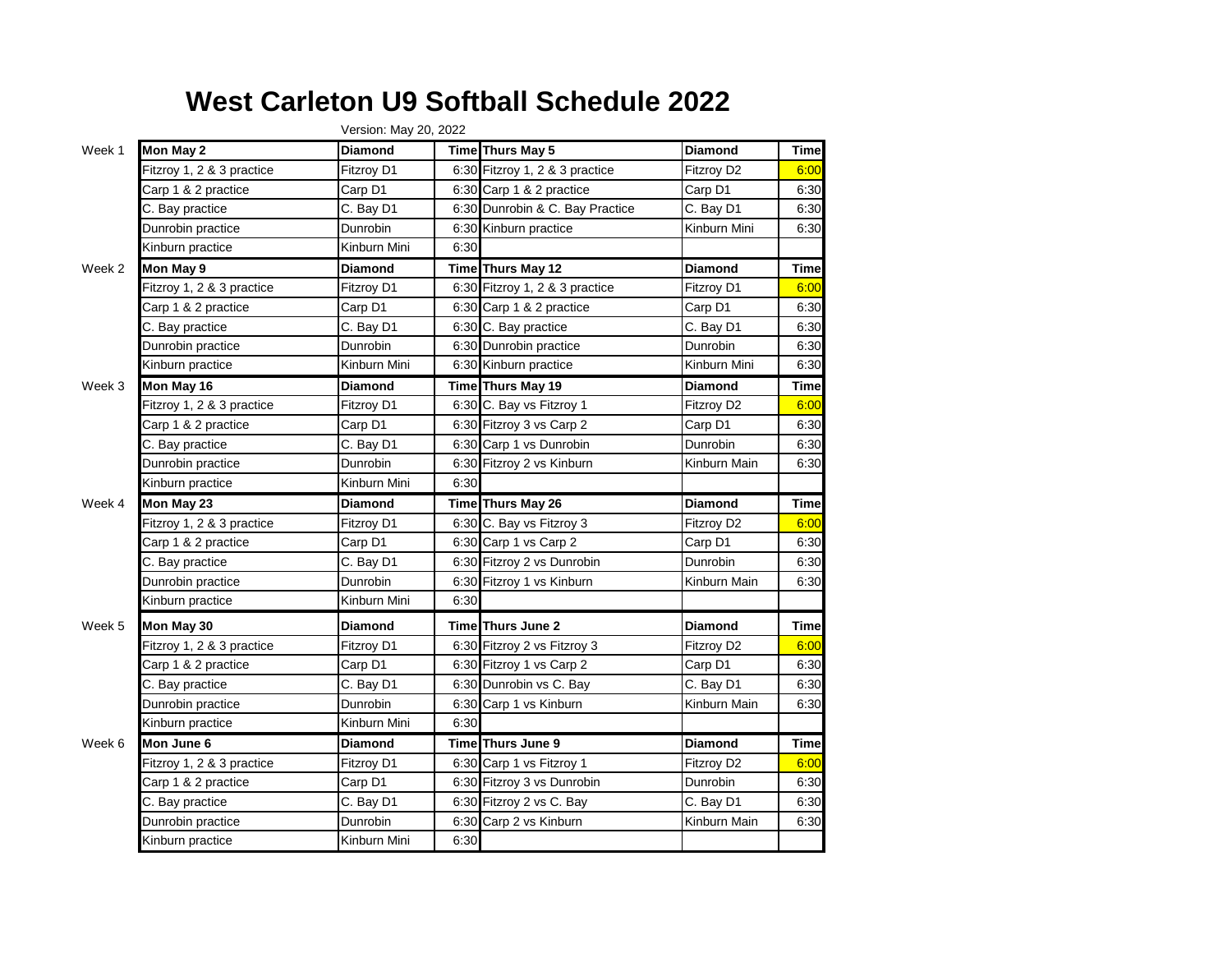# West Carleton U9 Softball Schedule 2022

Version: May 20, 2022

| Week | Mon | Diamond | Time | Thurs | Diamond | Time |
|---|---|---|---|---|---|---|
| Week 1 | **Mon May 2** | **Diamond** | **Time** | **Thurs May 5** | **Diamond** | **Time** |
| | Fitzroy 1, 2 & 3 practice | Fitzroy D1 | 6:30 | Fitzroy 1, 2 & 3 practice | Fitzroy D2 | 6:00 |
| | Carp 1 & 2 practice | Carp D1 | 6:30 | Carp 1 & 2 practice | Carp D1 | 6:30 |
| | C. Bay practice | C. Bay D1 | 6:30 | Dunrobin & C. Bay Practice | C. Bay D1 | 6:30 |
| | Dunrobin practice | Dunrobin | 6:30 | Kinburn practice | Kinburn Mini | 6:30 |
| | Kinburn practice | Kinburn Mini | 6:30 | | | |
| Week 2 | **Mon May 9** | **Diamond** | **Time** | **Thurs May 12** | **Diamond** | **Time** |
| | Fitzroy 1, 2 & 3 practice | Fitzroy D1 | 6:30 | Fitzroy 1, 2 & 3 practice | Fitzroy D1 | 6:00 |
| | Carp 1 & 2 practice | Carp D1 | 6:30 | Carp 1 & 2 practice | Carp D1 | 6:30 |
| | C. Bay practice | C. Bay D1 | 6:30 | C. Bay practice | C. Bay D1 | 6:30 |
| | Dunrobin practice | Dunrobin | 6:30 | Dunrobin practice | Dunrobin | 6:30 |
| | Kinburn practice | Kinburn Mini | 6:30 | Kinburn practice | Kinburn Mini | 6:30 |
| Week 3 | **Mon May 16** | **Diamond** | **Time** | **Thurs May 19** | **Diamond** | **Time** |
| | Fitzroy 1, 2 & 3 practice | Fitzroy D1 | 6:30 | C. Bay vs Fitzroy 1 | Fitzroy D2 | 6:00 |
| | Carp 1 & 2 practice | Carp D1 | 6:30 | Fitzroy 3 vs Carp 2 | Carp D1 | 6:30 |
| | C. Bay practice | C. Bay D1 | 6:30 | Carp 1 vs Dunrobin | Dunrobin | 6:30 |
| | Dunrobin practice | Dunrobin | 6:30 | Fitzroy 2 vs Kinburn | Kinburn Main | 6:30 |
| | Kinburn practice | Kinburn Mini | 6:30 | | | |
| Week 4 | **Mon May 23** | **Diamond** | **Time** | **Thurs May 26** | **Diamond** | **Time** |
| | Fitzroy 1, 2 & 3 practice | Fitzroy D1 | 6:30 | C. Bay vs Fitzroy 3 | Fitzroy D2 | 6:00 |
| | Carp 1 & 2 practice | Carp D1 | 6:30 | Carp 1 vs Carp 2 | Carp D1 | 6:30 |
| | C. Bay practice | C. Bay D1 | 6:30 | Fitzroy 2 vs Dunrobin | Dunrobin | 6:30 |
| | Dunrobin practice | Dunrobin | 6:30 | Fitzroy 1 vs Kinburn | Kinburn Main | 6:30 |
| | Kinburn practice | Kinburn Mini | 6:30 | | | |
| Week 5 | **Mon May 30** | **Diamond** | **Time** | **Thurs June 2** | **Diamond** | **Time** |
| | Fitzroy 1, 2 & 3 practice | Fitzroy D1 | 6:30 | Fitzroy 2 vs Fitzroy 3 | Fitzroy D2 | 6:00 |
| | Carp 1 & 2 practice | Carp D1 | 6:30 | Fitzroy 1 vs Carp 2 | Carp D1 | 6:30 |
| | C. Bay practice | C. Bay D1 | 6:30 | Dunrobin vs C. Bay | C. Bay D1 | 6:30 |
| | Dunrobin practice | Dunrobin | 6:30 | Carp 1 vs Kinburn | Kinburn Main | 6:30 |
| | Kinburn practice | Kinburn Mini | 6:30 | | | |
| Week 6 | **Mon June 6** | **Diamond** | **Time** | **Thurs June 9** | **Diamond** | **Time** |
| | Fitzroy 1, 2 & 3 practice | Fitzroy D1 | 6:30 | Carp 1 vs Fitzroy 1 | Fitzroy D2 | 6:00 |
| | Carp 1 & 2 practice | Carp D1 | 6:30 | Fitzroy 3 vs Dunrobin | Dunrobin | 6:30 |
| | C. Bay practice | C. Bay D1 | 6:30 | Fitzroy 2 vs C. Bay | C. Bay D1 | 6:30 |
| | Dunrobin practice | Dunrobin | 6:30 | Carp 2 vs Kinburn | Kinburn Main | 6:30 |
| | Kinburn practice | Kinburn Mini | 6:30 | | | |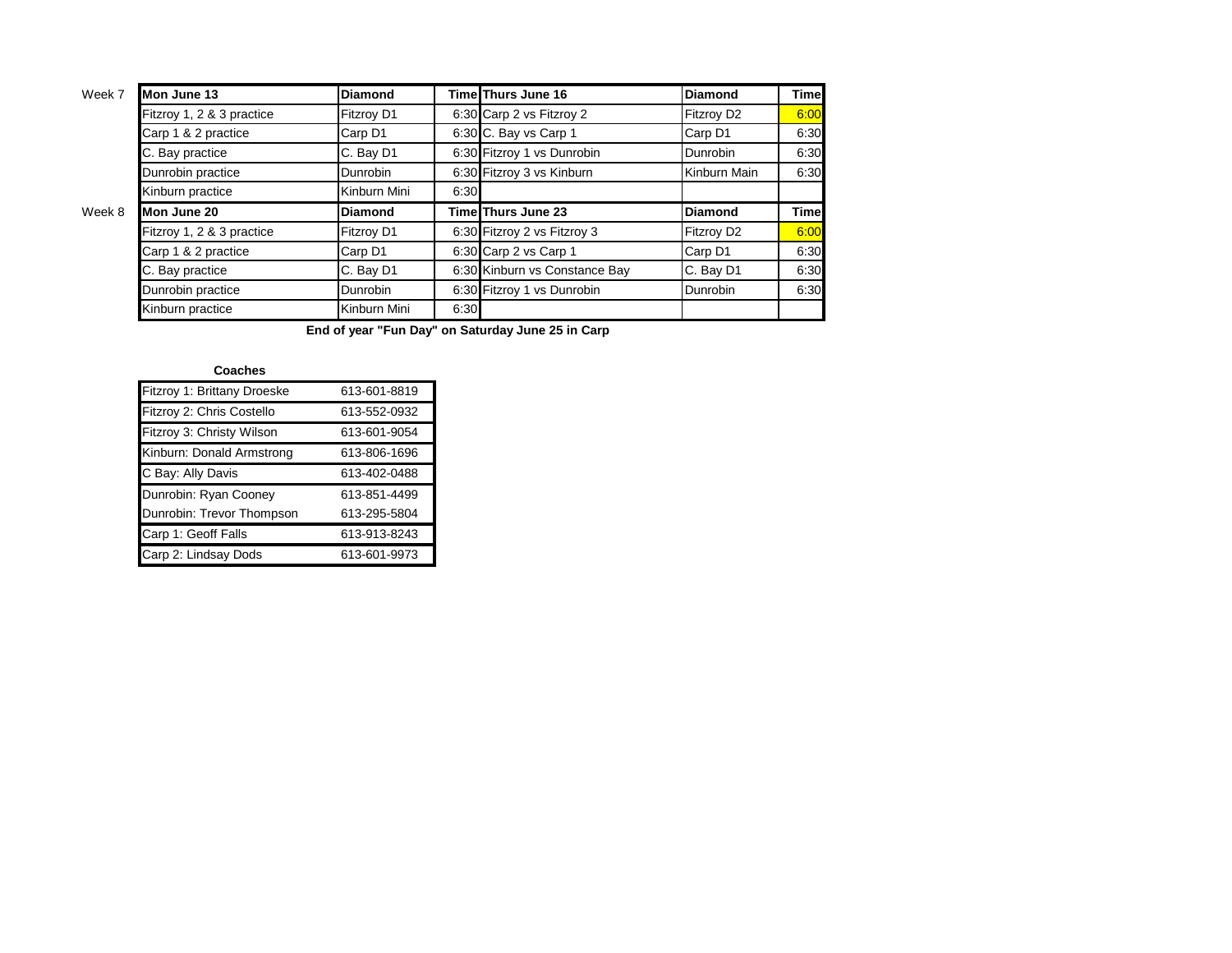| | Mon June 13 | Diamond | Time | Thurs June 16 | Diamond | Time |
|---|---|---|---|---|---|---|
| Week 7 | Fitzroy 1, 2 & 3 practice | Fitzroy D1 | 6:30 | Carp 2 vs Fitzroy 2 | Fitzroy D2 | 6:00 |
| | Carp 1 & 2 practice | Carp D1 | 6:30 | C. Bay vs Carp 1 | Carp D1 | 6:30 |
| | C. Bay practice | C. Bay D1 | 6:30 | Fitzroy 1 vs Dunrobin | Dunrobin | 6:30 |
| | Dunrobin practice | Dunrobin | 6:30 | Fitzroy 3 vs Kinburn | Kinburn Main | 6:30 |
| | Kinburn practice | Kinburn Mini | 6:30 | | | |
| Week 8 | **Mon June 20** | **Diamond** | **Time** | **Thurs June 23** | **Diamond** | **Time** |
| | Fitzroy 1, 2 & 3 practice | Fitzroy D1 | 6:30 | Fitzroy 2 vs Fitzroy 3 | Fitzroy D2 | 6:00 |
| | Carp 1 & 2 practice | Carp D1 | 6:30 | Carp 2 vs Carp 1 | Carp D1 | 6:30 |
| | C. Bay practice | C. Bay D1 | 6:30 | Kinburn vs Constance Bay | C. Bay D1 | 6:30 |
| | Dunrobin practice | Dunrobin | 6:30 | Fitzroy 1 vs Dunrobin | Dunrobin | 6:30 |
| | Kinburn practice | Kinburn Mini | 6:30 | | | |

**End of year "Fun Day" on Saturday June 25 in Carp**

**Coaches**

| | |
|---|---|
| Fitzroy 1: Brittany Droeske | 613-601-8819 |
| Fitzroy 2: Chris Costello | 613-552-0932 |
| Fitzroy 3: Christy Wilson | 613-601-9054 |
| Kinburn: Donald Armstrong | 613-806-1696 |
| C Bay: Ally Davis | 613-402-0488 |
| Dunrobin: Ryan Cooney | 613-851-4499 |
| Dunrobin: Trevor Thompson | 613-295-5804 |
| Carp 1: Geoff Falls | 613-913-8243 |
| Carp 2: Lindsay Dods | 613-601-9973 |